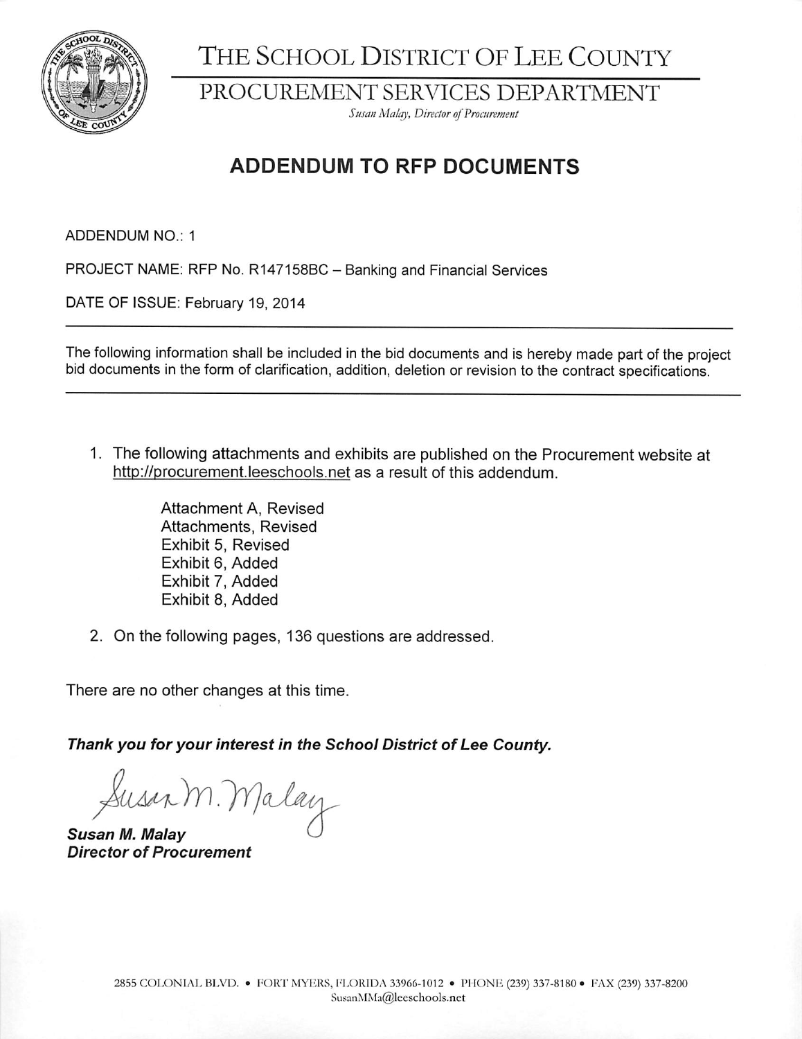// THE SCHOOL DISTRICT OF LEE COUNTY

PROCUREMENT SERVICES DEPARTMENT

*Susan Malay, Director of Procurement*

# ADDENDUM TO RFP DOCUMENTS

ADDENDUM NO.: 1

PROJECT NAME: RFP No. R147158BC – Banking and Financial Services

DATE OF ISSUE: February 19, 2014

---

The following information shall be included in the bid documents and is hereby made part of the project bid documents in the form of clarification, addition, deletion or revision to the contract specifications.

---

1. The following attachments and exhibits are published on the Procurement website at http://procurement.leeschools.net as a result of this addendum.

   Attachment A, Revised
   Attachments, Revised
   Exhibit 5, Revised
   Exhibit 6, Added
   Exhibit 7, Added
   Exhibit 8, Added

2. On the following pages, 136 questions are addressed.

There are no other changes at this time.

***Thank you for your interest in the School District of Lee County.***

Susan M. Malay

***Susan M. Malay***
***Director of Procurement***

2855 COLONIAL BLVD. • FORT MYERS, FLORIDA 33966-1012 • PHONE (239) 337-8180 • FAX (239) 337-8200
SusanMMa@leeschools.net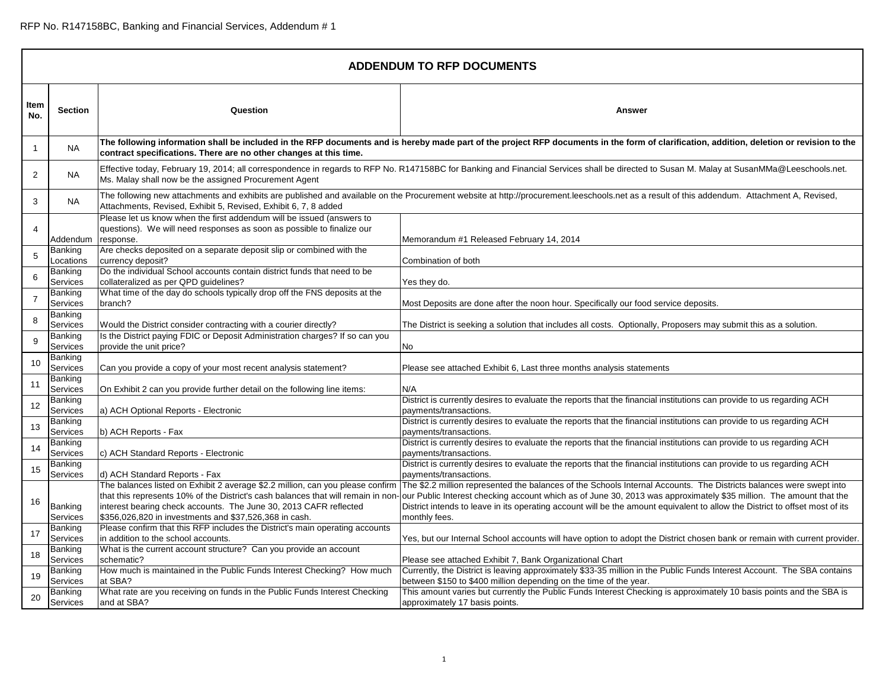RFP No. R147158BC, Banking and Financial Services, Addendum # 1

| ADDENDUM TO RFP DOCUMENTS | | | |
|---|---|---|---|
| **Item No.** | **Section** | **Question** | **Answer** |
| 1 | NA | **The following information shall be included in the RFP documents and is hereby made part of the project RFP documents in the form of clarification, addition, deletion or revision to the contract specifications. There are no other changes at this time.** | |
| 2 | NA | Effective today, February 19, 2014; all correspondence in regards to RFP No. R147158BC for Banking and Financial Services shall be directed to Susan M. Malay at SusanMMa@Leeschools.net. Ms. Malay shall now be the assigned Procurement Agent | |
| 3 | NA | The following new attachments and exhibits are published and available on the Procurement website at http://procurement.leeschools.net as a result of this addendum. Attachment A, Revised, Attachments, Revised, Exhibit 5, Revised, Exhibit 6, 7, 8 added | |
| 4 | Addendum | Please let us know when the first addendum will be issued (answers to questions). We will need responses as soon as possible to finalize our response. | Memorandum #1 Released February 14, 2014 |
| 5 | Banking Locations | Are checks deposited on a separate deposit slip or combined with the currency deposit? | Combination of both |
| 6 | Banking Services | Do the individual School accounts contain district funds that need to be collateralized as per QPD guidelines? | Yes they do. |
| 7 | Banking Services | What time of the day do schools typically drop off the FNS deposits at the branch? | Most Deposits are done after the noon hour. Specifically our food service deposits. |
| 8 | Banking Services | Would the District consider contracting with a courier directly? | The District is seeking a solution that includes all costs. Optionally, Proposers may submit this as a solution. |
| 9 | Banking Services | Is the District paying FDIC or Deposit Administration charges? If so can you provide the unit price? | No |
| 10 | Banking Services | Can you provide a copy of your most recent analysis statement? | Please see attached Exhibit 6, Last three months analysis statements |
| 11 | Banking Services | On Exhibit 2 can you provide further detail on the following line items: | N/A |
| 12 | Banking Services | a) ACH Optional Reports - Electronic | District is currently desires to evaluate the reports that the financial institutions can provide to us regarding ACH payments/transactions. |
| 13 | Banking Services | b) ACH Reports - Fax | District is currently desires to evaluate the reports that the financial institutions can provide to us regarding ACH payments/transactions. |
| 14 | Banking Services | c) ACH Standard Reports - Electronic | District is currently desires to evaluate the reports that the financial institutions can provide to us regarding ACH payments/transactions. |
| 15 | Banking Services | d) ACH Standard Reports - Fax | District is currently desires to evaluate the reports that the financial institutions can provide to us regarding ACH payments/transactions. |
| 16 | Banking Services | The balances listed on Exhibit 2 average $2.2 million, can you please confirm that this represents 10% of the District's cash balances that will remain in non-interest bearing check accounts. The June 30, 2013 CAFR reflected $356,026,820 in investments and $37,526,368 in cash. | The $2.2 million represented the balances of the Schools Internal Accounts. The Districts balances were swept into our Public Interest checking account which as of June 30, 2013 was approximately $35 million. The amount that the District intends to leave in its operating account will be the amount equivalent to allow the District to offset most of its monthly fees. |
| 17 | Banking Services | Please confirm that this RFP includes the District's main operating accounts in addition to the school accounts. | Yes, but our Internal School accounts will have option to adopt the District chosen bank or remain with current provider. |
| 18 | Banking Services | What is the current account structure? Can you provide an account schematic? | Please see attached Exhibit 7, Bank Organizational Chart |
| 19 | Banking Services | How much is maintained in the Public Funds Interest Checking? How much at SBA? | Currently, the District is leaving approximately $33-35 million in the Public Funds Interest Account. The SBA contains between $150 to $400 million depending on the time of the year. |
| 20 | Banking Services | What rate are you receiving on funds in the Public Funds Interest Checking and at SBA? | This amount varies but currently the Public Funds Interest Checking is approximately 10 basis points and the SBA is approximately 17 basis points. |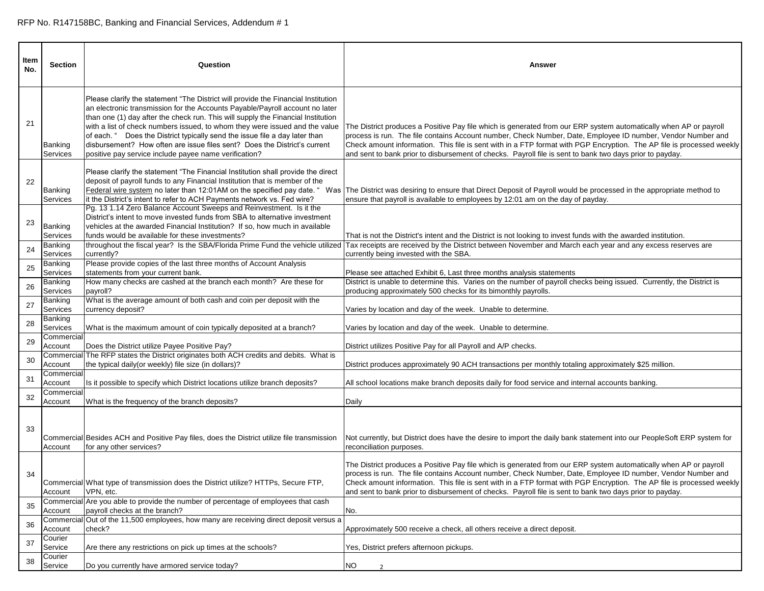RFP No. R147158BC, Banking and Financial Services, Addendum # 1

| Item No. | Section | Question | Answer |
|---|---|---|---|
| 21 | Banking Services | Please clarify the statement "The District will provide the Financial Institution an electronic transmission for the Accounts Payable/Payroll account no later than one (1) day after the check run. This will supply the Financial Institution with a list of check numbers issued, to whom they were issued and the value of each. " Does the District typically send the issue file a day later than disbursement? How often are issue files sent? Does the District's current positive pay service include payee name verification? | The District produces a Positive Pay file which is generated from our ERP system automatically when AP or payroll process is run. The file contains Account number, Check Number, Date, Employee ID number, Vendor Number and Check amount information. This file is sent with in a FTP format with PGP Encryption. The AP file is processed weekly and sent to bank prior to disbursement of checks. Payroll file is sent to bank two days prior to payday. |
| 22 | Banking Services | Please clarify the statement "The Financial Institution shall provide the direct deposit of payroll funds to any Financial Institution that is member of the Federal wire system no later than 12:01AM on the specified pay date. " Was it the District's intent to refer to ACH Payments network vs. Fed wire? | The District was desiring to ensure that Direct Deposit of Payroll would be processed in the appropriate method to ensure that payroll is available to employees by 12:01 am on the day of payday. |
| 23 | Banking Services | Pg. 13 1.14 Zero Balance Account Sweeps and Reinvestment. Is it the District's intent to move invested funds from SBA to alternative investment vehicles at the awarded Financial Institution? If so, how much in available funds would be available for these investments? | That is not the District's intent and the District is not looking to invest funds with the awarded institution. |
| 24 | Banking Services | throughout the fiscal year? Is the SBA/Florida Prime Fund the vehicle utilized currently? | Tax receipts are received by the District between November and March each year and any excess reserves are currently being invested with the SBA. |
| 25 | Banking Services | Please provide copies of the last three months of Account Analysis statements from your current bank. | Please see attached Exhibit 6, Last three months analysis statements |
| 26 | Banking Services | How many checks are cashed at the branch each month? Are these for payroll? | District is unable to determine this. Varies on the number of payroll checks being issued. Currently, the District is producing approximately 500 checks for its bimonthly payrolls. |
| 27 | Banking Services | What is the average amount of both cash and coin per deposit with the currency deposit? | Varies by location and day of the week. Unable to determine. |
| 28 | Banking Services | What is the maximum amount of coin typically deposited at a branch? | Varies by location and day of the week. Unable to determine. |
| 29 | Commercial Account | Does the District utilize Payee Positive Pay? | District utilizes Positive Pay for all Payroll and A/P checks. |
| 30 | Commercial Account | The RFP states the District originates both ACH credits and debits. What is the typical daily(or weekly) file size (in dollars)? | District produces approximately 90 ACH transactions per monthly totaling approximately $25 million. |
| 31 | Commercial Account | Is it possible to specify which District locations utilize branch deposits? | All school locations make branch deposits daily for food service and internal accounts banking. |
| 32 | Commercial Account | What is the frequency of the branch deposits? | Daily |
| 33 | Commercial Account | Besides ACH and Positive Pay files, does the District utilize file transmission for any other services? | Not currently, but District does have the desire to import the daily bank statement into our PeopleSoft ERP system for reconciliation purposes. |
| 34 | Commercial Account | What type of transmission does the District utilize? HTTPs, Secure FTP, VPN, etc. | The District produces a Positive Pay file which is generated from our ERP system automatically when AP or payroll process is run. The file contains Account number, Check Number, Date, Employee ID number, Vendor Number and Check amount information. This file is sent with in a FTP format with PGP Encryption. The AP file is processed weekly and sent to bank prior to disbursement of checks. Payroll file is sent to bank two days prior to payday. |
| 35 | Commercial Account | Are you able to provide the number of percentage of employees that cash payroll checks at the branch? | No. |
| 36 | Commercial Account | Out of the 11,500 employees, how many are receiving direct deposit versus a check? | Approximately 500 receive a check, all others receive a direct deposit. |
| 37 | Courier Service | Are there any restrictions on pick up times at the schools? | Yes, District prefers afternoon pickups. |
| 38 | Courier Service | Do you currently have armored service today? | NO |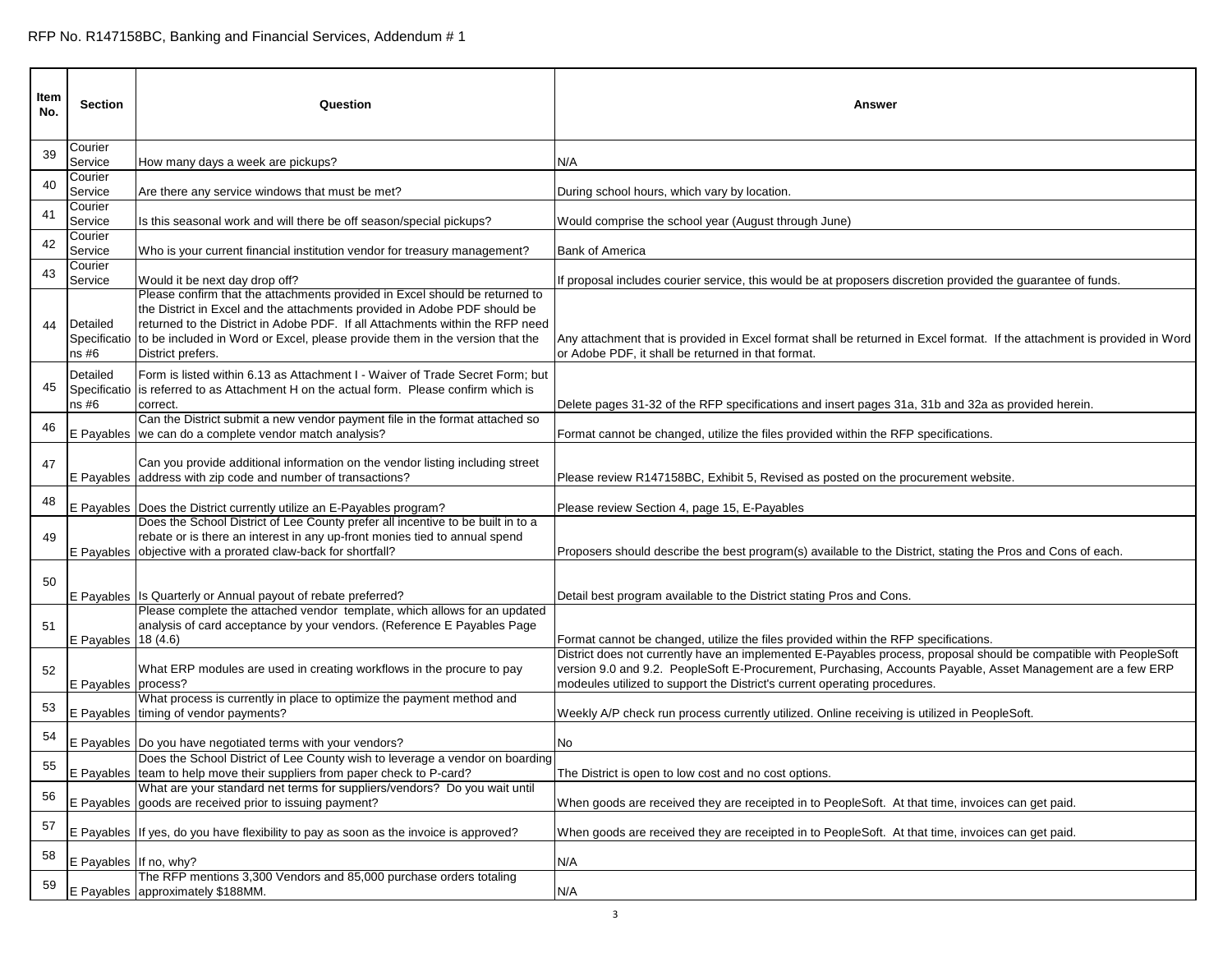RFP No. R147158BC, Banking and Financial Services, Addendum # 1

| Item No. | Section | Question | Answer |
|---|---|---|---|
| 39 | Courier Service | How many days a week are pickups? | N/A |
| 40 | Courier Service | Are there any service windows that must be met? | During school hours, which vary by location. |
| 41 | Courier Service | Is this seasonal work and will there be off season/special pickups? | Would comprise the school year (August through June) |
| 42 | Courier Service | Who is your current financial institution vendor for treasury management? | Bank of America |
| 43 | Courier Service | Would it be next day drop off? | If proposal includes courier service, this would be at proposers discretion provided the guarantee of funds. |
| 44 | Detailed Specifications #6 | Please confirm that the attachments provided in Excel should be returned to the District in Excel and the attachments provided in Adobe PDF should be returned to the District in Adobe PDF. If all Attachments within the RFP need to be included in Word or Excel, please provide them in the version that the District prefers. | Any attachment that is provided in Excel format shall be returned in Excel format. If the attachment is provided in Word or Adobe PDF, it shall be returned in that format. |
| 45 | Detailed Specifications #6 | Form is listed within 6.13 as Attachment I - Waiver of Trade Secret Form; but is referred to as Attachment H on the actual form. Please confirm which is correct. | Delete pages 31-32 of the RFP specifications and insert pages 31a, 31b and 32a as provided herein. |
| 46 | E Payables | Can the District submit a new vendor payment file in the format attached so we can do a complete vendor match analysis? | Format cannot be changed, utilize the files provided within the RFP specifications. |
| 47 | E Payables | Can you provide additional information on the vendor listing including street address with zip code and number of transactions? | Please review R147158BC, Exhibit 5, Revised as posted on the procurement website. |
| 48 | E Payables | Does the District currently utilize an E-Payables program? | Please review Section 4, page 15, E-Payables |
| 49 | E Payables | Does the School District of Lee County prefer all incentive to be built in to a rebate or is there an interest in any up-front monies tied to annual spend objective with a prorated claw-back for shortfall? | Proposers should describe the best program(s) available to the District, stating the Pros and Cons of each. |
| 50 | E Payables | Is Quarterly or Annual payout of rebate preferred? | Detail best program available to the District stating Pros and Cons. |
| 51 | E Payables | Please complete the attached vendor template, which allows for an updated analysis of card acceptance by your vendors. (Reference E Payables Page 18 (4.6) | Format cannot be changed, utilize the files provided within the RFP specifications. |
| 52 | E Payables | What ERP modules are used in creating workflows in the procure to pay process? | District does not currently have an implemented E-Payables process, proposal should be compatible with PeopleSoft version 9.0 and 9.2. PeopleSoft E-Procurement, Purchasing, Accounts Payable, Asset Management are a few ERP modeules utilized to support the District's current operating procedures. |
| 53 | E Payables | What process is currently in place to optimize the payment method and timing of vendor payments? | Weekly A/P check run process currently utilized. Online receiving is utilized in PeopleSoft. |
| 54 | E Payables | Do you have negotiated terms with your vendors? | No |
| 55 | E Payables | Does the School District of Lee County wish to leverage a vendor on boarding team to help move their suppliers from paper check to P-card? | The District is open to low cost and no cost options. |
| 56 | E Payables | What are your standard net terms for suppliers/vendors? Do you wait until goods are received prior to issuing payment? | When goods are received they are receipted in to PeopleSoft. At that time, invoices can get paid. |
| 57 | E Payables | If yes, do you have flexibility to pay as soon as the invoice is approved? | When goods are received they are receipted in to PeopleSoft. At that time, invoices can get paid. |
| 58 | E Payables | If no, why? | N/A |
| 59 | E Payables | The RFP mentions 3,300 Vendors and 85,000 purchase orders totaling approximately $188MM. | N/A |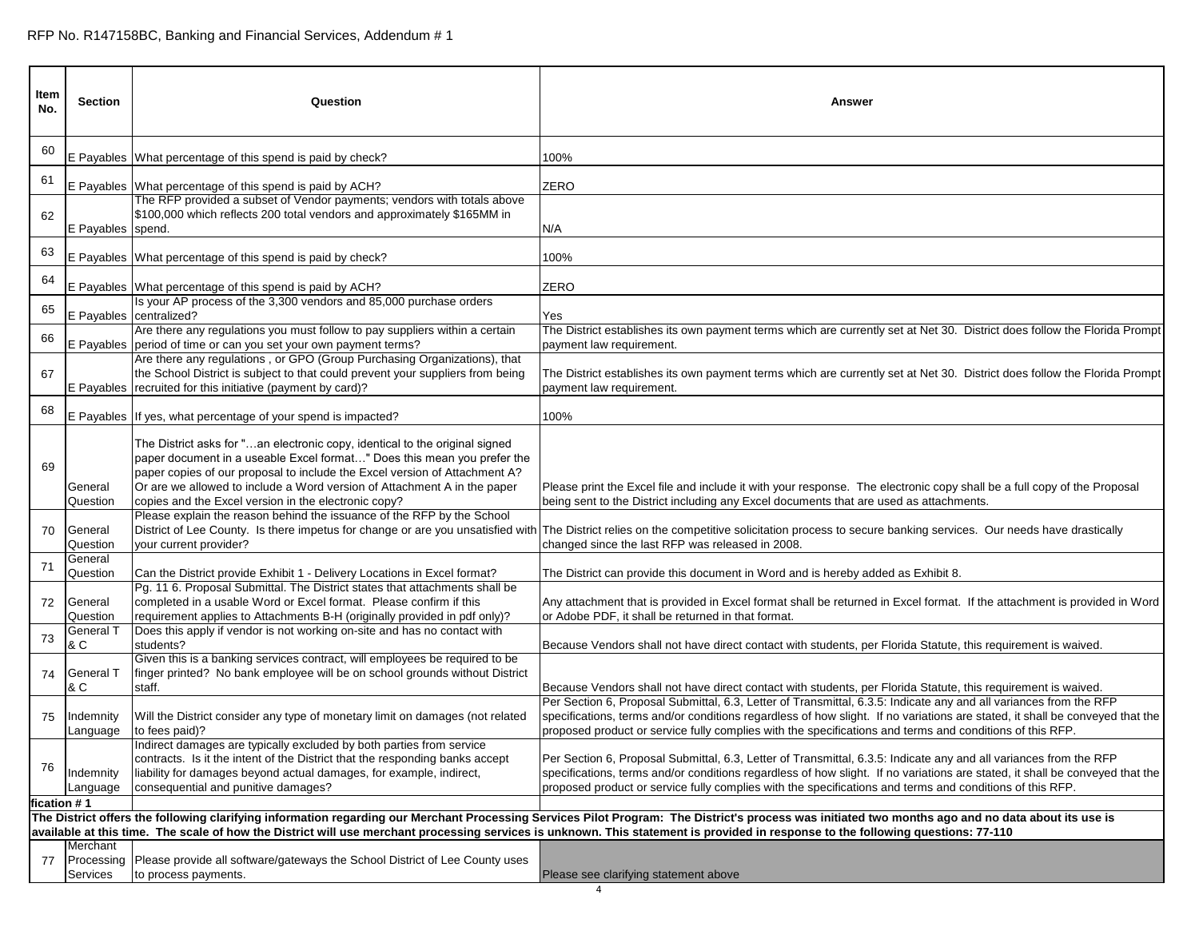| Item No. | Section | Question | Answer |
|---|---|---|---|
| 60 | E Payables | What percentage of this spend is paid by check? | 100% |
| 61 | E Payables | What percentage of this spend is paid by ACH? | ZERO |
| 62 | E Payables | The RFP provided a subset of Vendor payments; vendors with totals above $100,000 which reflects 200 total vendors and approximately $165MM in spend. | N/A |
| 63 | E Payables | What percentage of this spend is paid by check? | 100% |
| 64 | E Payables | What percentage of this spend is paid by ACH? | ZERO |
| 65 | E Payables | Is your AP process of the 3,300 vendors and 85,000 purchase orders centralized? | Yes |
| 66 | E Payables | Are there any regulations you must follow to pay suppliers within a certain period of time or can you set your own payment terms? | The District establishes its own payment terms which are currently set at Net 30. District does follow the Florida Prompt payment law requirement. |
| 67 | E Payables | Are there any regulations , or GPO (Group Purchasing Organizations), that the School District is subject to that could prevent your suppliers from being recruited for this initiative (payment by card)? | The District establishes its own payment terms which are currently set at Net 30. District does follow the Florida Prompt payment law requirement. |
| 68 | E Payables | If yes, what percentage of your spend is impacted? | 100% |
| 69 | General Question | The District asks for "…an electronic copy, identical to the original signed paper document in a useable Excel format…" Does this mean you prefer the paper copies of our proposal to include the Excel version of Attachment A? Or are we allowed to include a Word version of Attachment A in the paper copies and the Excel version in the electronic copy? | Please print the Excel file and include it with your response. The electronic copy shall be a full copy of the Proposal being sent to the District including any Excel documents that are used as attachments. |
| 70 | General Question | Please explain the reason behind the issuance of the RFP by the School District of Lee County. Is there impetus for change or are you unsatisfied with your current provider? | The District relies on the competitive solicitation process to secure banking services. Our needs have drastically changed since the last RFP was released in 2008. |
| 71 | General Question | Can the District provide Exhibit 1 - Delivery Locations in Excel format? | The District can provide this document in Word and is hereby added as Exhibit 8. |
| 72 | General Question | Pg. 11 6. Proposal Submittal. The District states that attachments shall be completed in a usable Word or Excel format. Please confirm if this requirement applies to Attachments B-H (originally provided in pdf only)? | Any attachment that is provided in Excel format shall be returned in Excel format. If the attachment is provided in Word or Adobe PDF, it shall be returned in that format. |
| 73 | General T & C | Does this apply if vendor is not working on-site and has no contact with students? | Because Vendors shall not have direct contact with students, per Florida Statute, this requirement is waived. |
| 74 | General T & C | Given this is a banking services contract, will employees be required to be finger printed? No bank employee will be on school grounds without District staff. | Because Vendors shall not have direct contact with students, per Florida Statute, this requirement is waived. |
| 75 | Indemnity Language | Will the District consider any type of monetary limit on damages (not related to fees paid)? | Per Section 6, Proposal Submittal, 6.3, Letter of Transmittal, 6.3.5: Indicate any and all variances from the RFP specifications, terms and/or conditions regardless of how slight. If no variations are stated, it shall be conveyed that the proposed product or service fully complies with the specifications and terms and conditions of this RFP. |
| 76 | Indemnity Language | Indirect damages are typically excluded by both parties from service contracts. Is it the intent of the District that the responding banks accept liability for damages beyond actual damages, for example, indirect, consequential and punitive damages? | Per Section 6, Proposal Submittal, 6.3, Letter of Transmittal, 6.3.5: Indicate any and all variances from the RFP specifications, terms and/or conditions regardless of how slight. If no variations are stated, it shall be conveyed that the proposed product or service fully complies with the specifications and terms and conditions of this RFP. |
| **fication # 1** | | | |
| **The District offers the following clarifying information regarding our Merchant Processing Services Pilot Program: The District's process was initiated two months ago and no data about its use is available at this time. The scale of how the District will use merchant processing services is unknown. This statement is provided in response to the following questions: 77-110** | | | |
| 77 | Merchant Processing Services | Please provide all software/gateways the School District of Lee County uses to process payments. | Please see clarifying statement above |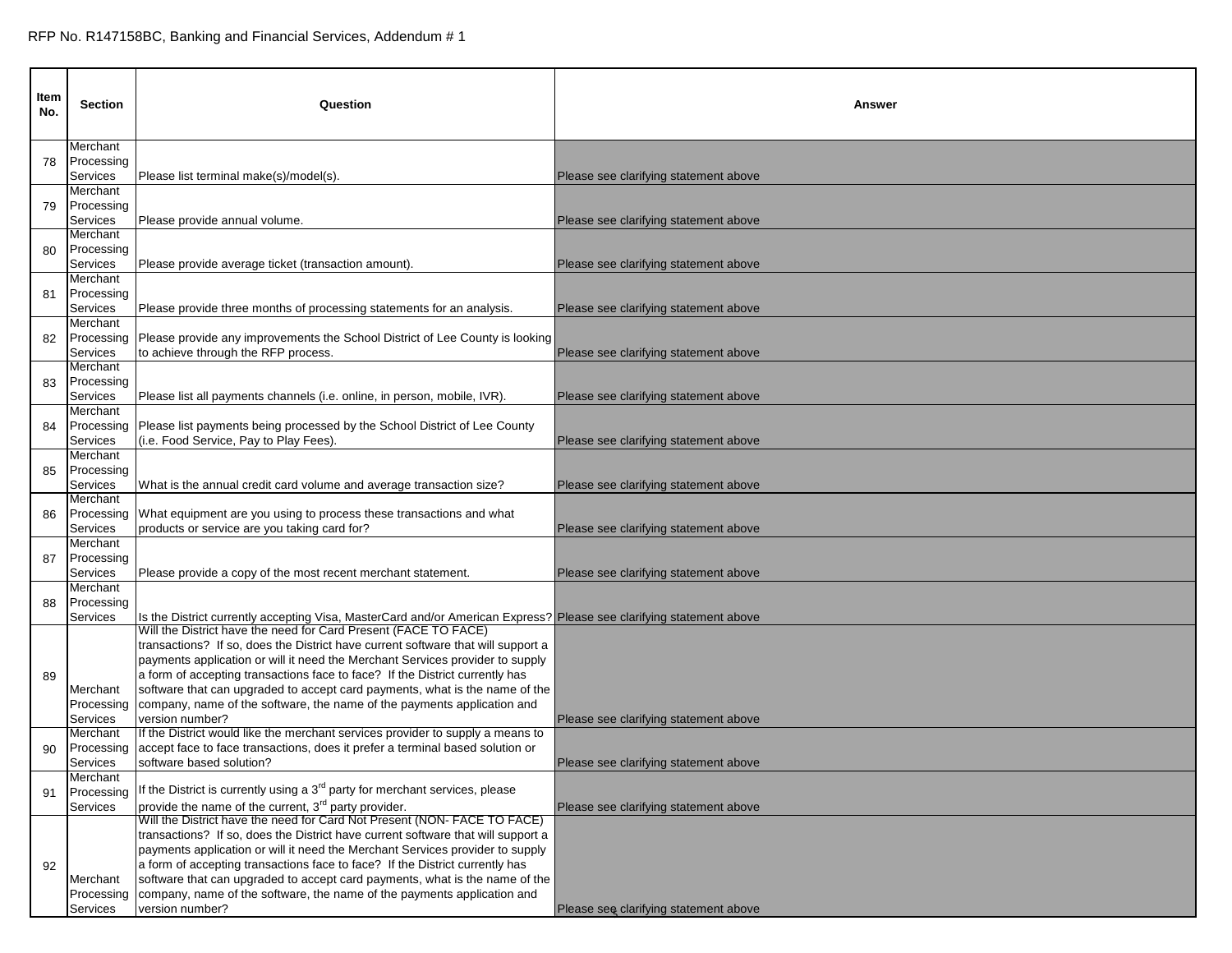RFP No. R147158BC, Banking and Financial Services, Addendum # 1

| Item No. | Section | Question | Answer |
|---|---|---|---|
| 78 | Merchant Processing Services | Please list terminal make(s)/model(s). | Please see clarifying statement above |
| 79 | Merchant Processing Services | Please provide annual volume. | Please see clarifying statement above |
| 80 | Merchant Processing Services | Please provide average ticket (transaction amount). | Please see clarifying statement above |
| 81 | Merchant Processing Services | Please provide three months of processing statements for an analysis. | Please see clarifying statement above |
| 82 | Merchant Processing Services | Please provide any improvements the School District of Lee County is looking to achieve through the RFP process. | Please see clarifying statement above |
| 83 | Merchant Processing Services | Please list all payments channels (i.e. online, in person, mobile, IVR). | Please see clarifying statement above |
| 84 | Merchant Processing Services | Please list payments being processed by the School District of Lee County (i.e. Food Service, Pay to Play Fees). | Please see clarifying statement above |
| 85 | Merchant Processing Services | What is the annual credit card volume and average transaction size? | Please see clarifying statement above |
| 86 | Merchant Processing Services | What equipment are you using to process these transactions and what products or service are you taking card for? | Please see clarifying statement above |
| 87 | Merchant Processing Services | Please provide a copy of the most recent merchant statement. | Please see clarifying statement above |
| 88 | Merchant Processing Services | Is the District currently accepting Visa, MasterCard and/or American Express? | Please see clarifying statement above |
| 89 | Merchant Processing Services | Will the District have the need for Card Present (FACE TO FACE) transactions? If so, does the District have current software that will support a payments application or will it need the Merchant Services provider to supply a form of accepting transactions face to face? If the District currently has software that can upgraded to accept card payments, what is the name of the company, name of the software, the name of the payments application and version number? | Please see clarifying statement above |
| 90 | Merchant Processing Services | If the District would like the merchant services provider to supply a means to accept face to face transactions, does it prefer a terminal based solution or software based solution? | Please see clarifying statement above |
| 91 | Merchant Processing Services | If the District is currently using a 3rd party for merchant services, please provide the name of the current, 3rd party provider. | Please see clarifying statement above |
| 92 | Merchant Processing Services | Will the District have the need for Card Not Present (NON- FACE TO FACE) transactions? If so, does the District have current software that will support a payments application or will it need the Merchant Services provider to supply a form of accepting transactions face to face? If the District currently has software that can upgraded to accept card payments, what is the name of the company, name of the software, the name of the payments application and version number? | Please see clarifying statement above |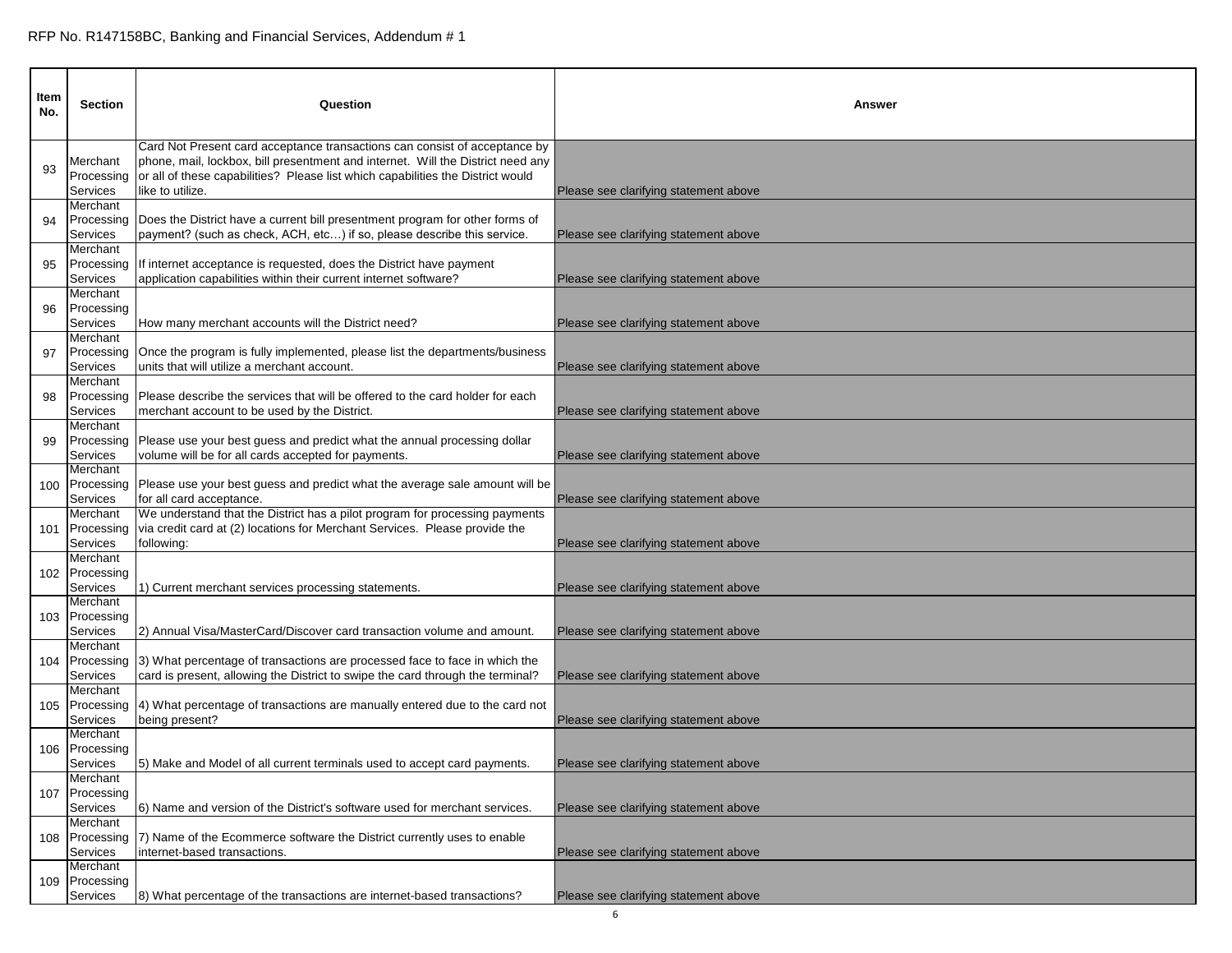| Item No. | Section | Question | Answer |
|---|---|---|---|
| 93 | Merchant Processing Services | Card Not Present card acceptance transactions can consist of acceptance by phone, mail, lockbox, bill presentment and internet. Will the District need any or all of these capabilities? Please list which capabilities the District would like to utilize. | Please see clarifying statement above |
| 94 | Merchant Processing Services | Does the District have a current bill presentment program for other forms of payment? (such as check, ACH, etc…) if so, please describe this service. | Please see clarifying statement above |
| 95 | Merchant Processing Services | If internet acceptance is requested, does the District have payment application capabilities within their current internet software? | Please see clarifying statement above |
| 96 | Merchant Processing Services | How many merchant accounts will the District need? | Please see clarifying statement above |
| 97 | Merchant Processing Services | Once the program is fully implemented, please list the departments/business units that will utilize a merchant account. | Please see clarifying statement above |
| 98 | Merchant Processing Services | Please describe the services that will be offered to the card holder for each merchant account to be used by the District. | Please see clarifying statement above |
| 99 | Merchant Processing Services | Please use your best guess and predict what the annual processing dollar volume will be for all cards accepted for payments. | Please see clarifying statement above |
| 100 | Merchant Processing Services | Please use your best guess and predict what the average sale amount will be for all card acceptance. | Please see clarifying statement above |
| 101 | Merchant Processing Services | We understand that the District has a pilot program for processing payments via credit card at (2) locations for Merchant Services. Please provide the following: | Please see clarifying statement above |
| 102 | Merchant Processing Services | 1) Current merchant services processing statements. | Please see clarifying statement above |
| 103 | Merchant Processing Services | 2) Annual Visa/MasterCard/Discover card transaction volume and amount. | Please see clarifying statement above |
| 104 | Merchant Processing Services | 3) What percentage of transactions are processed face to face in which the card is present, allowing the District to swipe the card through the terminal? | Please see clarifying statement above |
| 105 | Merchant Processing Services | 4) What percentage of transactions are manually entered due to the card not being present? | Please see clarifying statement above |
| 106 | Merchant Processing Services | 5) Make and Model of all current terminals used to accept card payments. | Please see clarifying statement above |
| 107 | Merchant Processing Services | 6) Name and version of the District's software used for merchant services. | Please see clarifying statement above |
| 108 | Merchant Processing Services | 7) Name of the Ecommerce software the District currently uses to enable internet-based transactions. | Please see clarifying statement above |
| 109 | Merchant Processing Services | 8) What percentage of the transactions are internet-based transactions? | Please see clarifying statement above |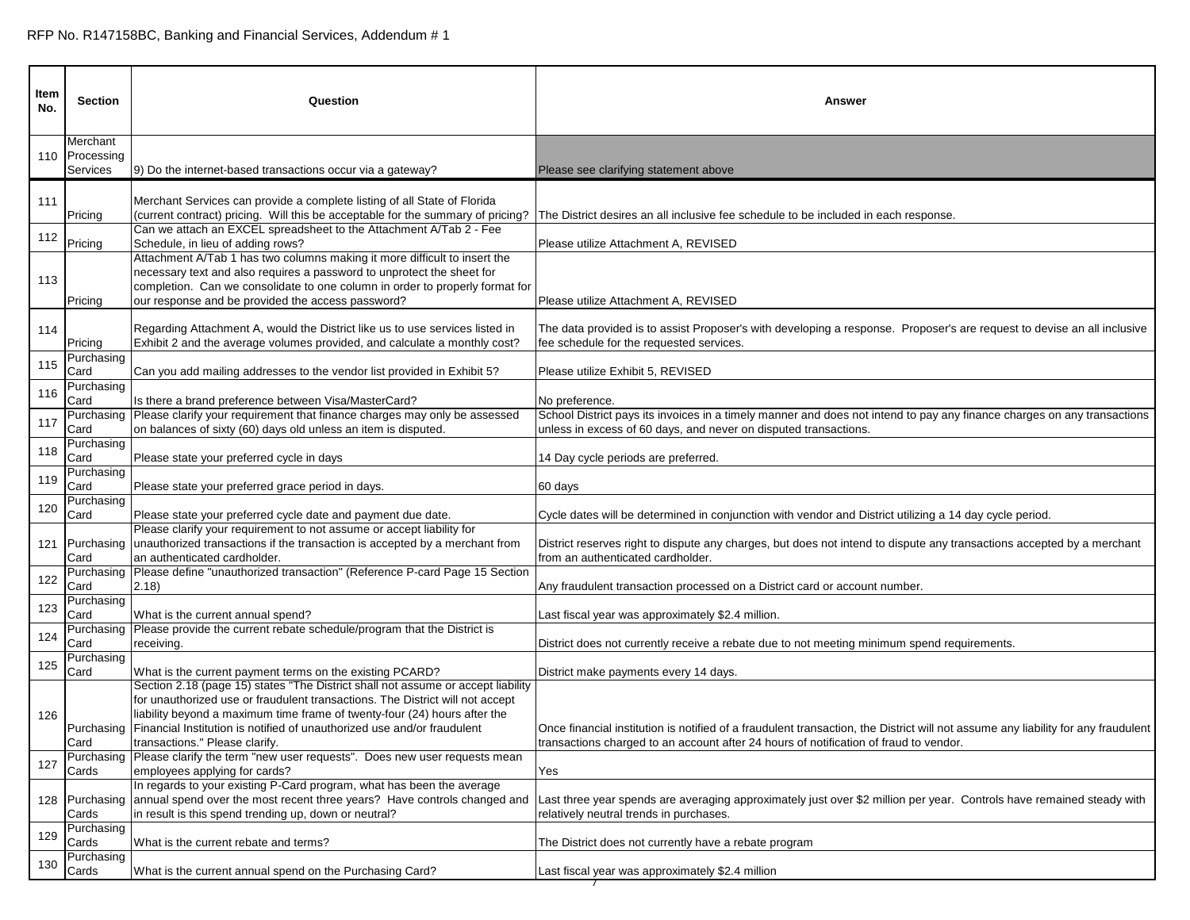RFP No. R147158BC, Banking and Financial Services, Addendum # 1

| Item No. | Section | Question | Answer |
|---|---|---|---|
| 110 | Merchant Processing Services | 9) Do the internet-based transactions occur via a gateway? | Please see clarifying statement above |
| 111 | Pricing | Merchant Services can provide a complete listing of all State of Florida (current contract) pricing. Will this be acceptable for the summary of pricing? | The District desires an all inclusive fee schedule to be included in each response. |
| 112 | Pricing | Can we attach an EXCEL spreadsheet to the Attachment A/Tab 2 - Fee Schedule, in lieu of adding rows? | Please utilize Attachment A, REVISED |
| 113 | Pricing | Attachment A/Tab 1 has two columns making it more difficult to insert the necessary text and also requires a password to unprotect the sheet for completion. Can we consolidate to one column in order to properly format for our response and be provided the access password? | Please utilize Attachment A, REVISED |
| 114 | Pricing | Regarding Attachment A, would the District like us to use services listed in Exhibit 2 and the average volumes provided, and calculate a monthly cost? | The data provided is to assist Proposer's with developing a response. Proposer's are request to devise an all inclusive fee schedule for the requested services. |
| 115 | Purchasing Card | Can you add mailing addresses to the vendor list provided in Exhibit 5? | Please utilize Exhibit 5, REVISED |
| 116 | Purchasing Card | Is there a brand preference between Visa/MasterCard? | No preference. |
| 117 | Purchasing Card | Please clarify your requirement that finance charges may only be assessed on balances of sixty (60) days old unless an item is disputed. | School District pays its invoices in a timely manner and does not intend to pay any finance charges on any transactions unless in excess of 60 days, and never on disputed transactions. |
| 118 | Purchasing Card | Please state your preferred cycle in days | 14 Day cycle periods are preferred. |
| 119 | Purchasing Card | Please state your preferred grace period in days. | 60 days |
| 120 | Purchasing Card | Please state your preferred cycle date and payment due date. | Cycle dates will be determined in conjunction with vendor and District utilizing a 14 day cycle period. |
| 121 | Purchasing Card | Please clarify your requirement to not assume or accept liability for unauthorized transactions if the transaction is accepted by a merchant from an authenticated cardholder. | District reserves right to dispute any charges, but does not intend to dispute any transactions accepted by a merchant from an authenticated cardholder. |
| 122 | Purchasing Card | Please define "unauthorized transaction" (Reference P-card Page 15 Section 2.18) | Any fraudulent transaction processed on a District card or account number. |
| 123 | Purchasing Card | What is the current annual spend? | Last fiscal year was approximately $2.4 million. |
| 124 | Purchasing Card | Please provide the current rebate schedule/program that the District is receiving. | District does not currently receive a rebate due to not meeting minimum spend requirements. |
| 125 | Purchasing Card | What is the current payment terms on the existing PCARD? | District make payments every 14 days. |
| 126 | Purchasing Card | Section 2.18 (page 15) states "The District shall not assume or accept liability for unauthorized use or fraudulent transactions. The District will not accept liability beyond a maximum time frame of twenty-four (24) hours after the Financial Institution is notified of unauthorized use and/or fraudulent transactions." Please clarify. | Once financial institution is notified of a fraudulent transaction, the District will not assume any liability for any fraudulent transactions charged to an account after 24 hours of notification of fraud to vendor. |
| 127 | Purchasing Cards | Please clarify the term "new user requests". Does new user requests mean employees applying for cards? | Yes |
| 128 | Purchasing Cards | In regards to your existing P-Card program, what has been the average annual spend over the most recent three years? Have controls changed and in result is this spend trending up, down or neutral? | Last three year spends are averaging approximately just over $2 million per year. Controls have remained steady with relatively neutral trends in purchases. |
| 129 | Purchasing Cards | What is the current rebate and terms? | The District does not currently have a rebate program |
| 130 | Purchasing Cards | What is the current annual spend on the Purchasing Card? | Last fiscal year was approximately $2.4 million |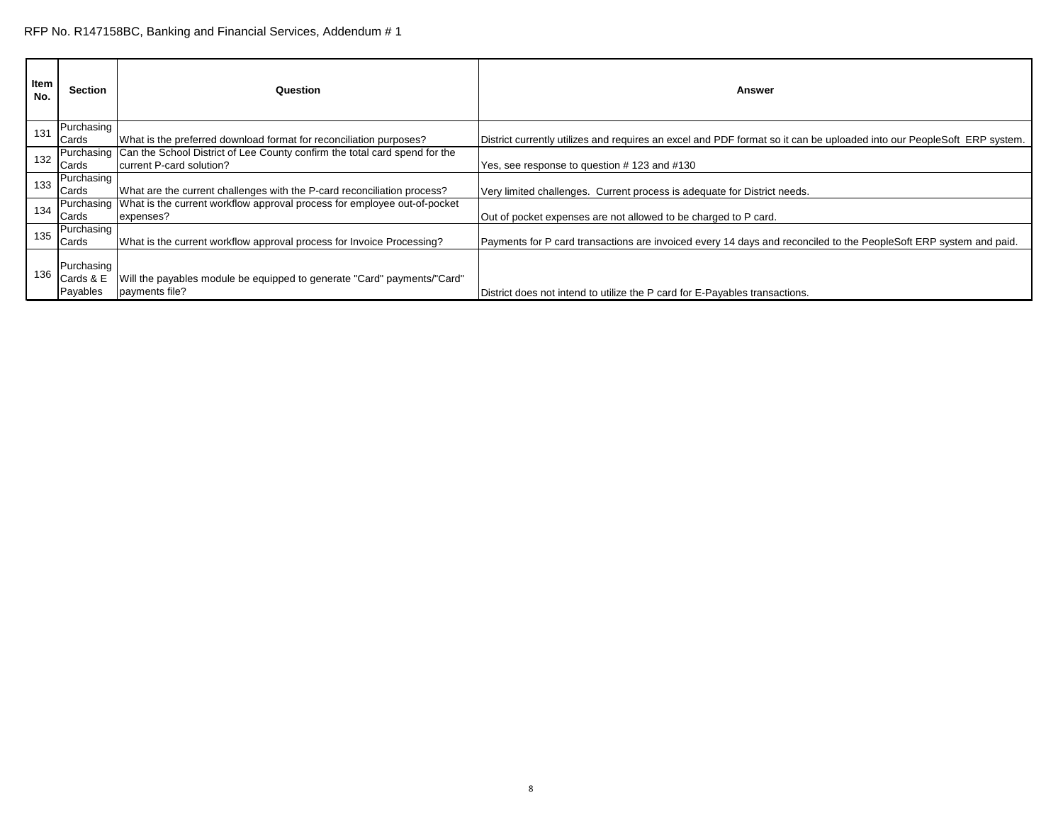| Item No. | Section | Question | Answer |
|---|---|---|---|
| 131 | Purchasing Cards | What is the preferred download format for reconciliation purposes? | District currently utilizes and requires an excel and PDF format so it can be uploaded into our PeopleSoft ERP system. |
| 132 | Purchasing Cards | Can the School District of Lee County confirm the total card spend for the current P-card solution? | Yes, see response to question # 123 and #130 |
| 133 | Purchasing Cards | What are the current challenges with the P-card reconciliation process? | Very limited challenges. Current process is adequate for District needs. |
| 134 | Purchasing Cards | What is the current workflow approval process for employee out-of-pocket expenses? | Out of pocket expenses are not allowed to be charged to P card. |
| 135 | Purchasing Cards | What is the current workflow approval process for Invoice Processing? | Payments for P card transactions are invoiced every 14 days and reconciled to the PeopleSoft ERP system and paid. |
| 136 | Purchasing Cards & E Payables | Will the payables module be equipped to generate "Card" payments/"Card" payments file? | District does not intend to utilize the P card for E-Payables transactions. |